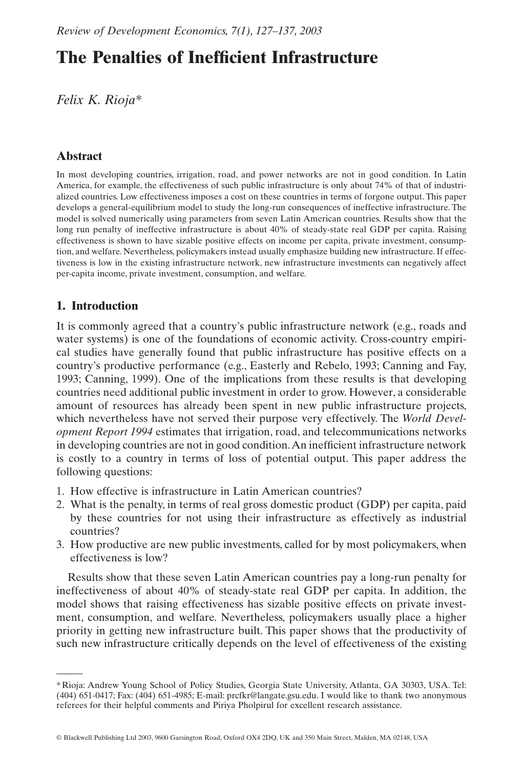# The Penalties of Inefficient Infrastructure

*Felix K. Rioja**

## Abstract

In most developing countries, irrigation, road, and power networks are not in good condition. In Latin America, for example, the effectiveness of such public infrastructure is only about 74% of that of industrialized countries. Low effectiveness imposes a cost on these countries in terms of forgone output. This paper develops a general-equilibrium model to study the long-run consequences of ineffective infrastructure. The model is solved numerically using parameters from seven Latin American countries. Results show that the long run penalty of ineffective infrastructure is about 40% of steady-state real GDP per capita. Raising effectiveness is shown to have sizable positive effects on income per capita, private investment, consumption, and welfare. Nevertheless, policymakers instead usually emphasize building new infrastructure. If effectiveness is low in the existing infrastructure network, new infrastructure investments can negatively affect per-capita income, private investment, consumption, and welfare.

## 1. Introduction

It is commonly agreed that a country's public infrastructure network (e.g., roads and water systems) is one of the foundations of economic activity. Cross-country empirical studies have generally found that public infrastructure has positive effects on a country's productive performance (e.g., Easterly and Rebelo, 1993; Canning and Fay, 1993; Canning, 1999). One of the implications from these results is that developing countries need additional public investment in order to grow. However, a considerable amount of resources has already been spent in new public infrastructure projects, which nevertheless have not served their purpose very effectively. The *World Development Report 1994* estimates that irrigation, road, and telecommunications networks in developing countries are not in good condition. An inefficient infrastructure network is costly to a country in terms of loss of potential output. This paper address the following questions:

1. How effective is infrastructure in Latin American countries?
2. What is the penalty, in terms of real gross domestic product (GDP) per capita, paid by these countries for not using their infrastructure as effectively as industrial countries?
3. How productive are new public investments, called for by most policymakers, when effectiveness is low?

Results show that these seven Latin American countries pay a long-run penalty for ineffectiveness of about 40% of steady-state real GDP per capita. In addition, the model shows that raising effectiveness has sizable positive effects on private investment, consumption, and welfare. Nevertheless, policymakers usually place a higher priority in getting new infrastructure built. This paper shows that the productivity of such new infrastructure critically depends on the level of effectiveness of the existing

---

* Rioja: Andrew Young School of Policy Studies, Georgia State University, Atlanta, GA 30303, USA. Tel: (404) 651-0417; Fax: (404) 651-4985; E-mail: prcfkr@langate.gsu.edu. I would like to thank two anonymous referees for their helpful comments and Piriya Pholpirul for excellent research assistance.

© Blackwell Publishing Ltd 2003, 9600 Garsington Road, Oxford OX4 2DQ, UK and 350 Main Street, Malden, MA 02148, USA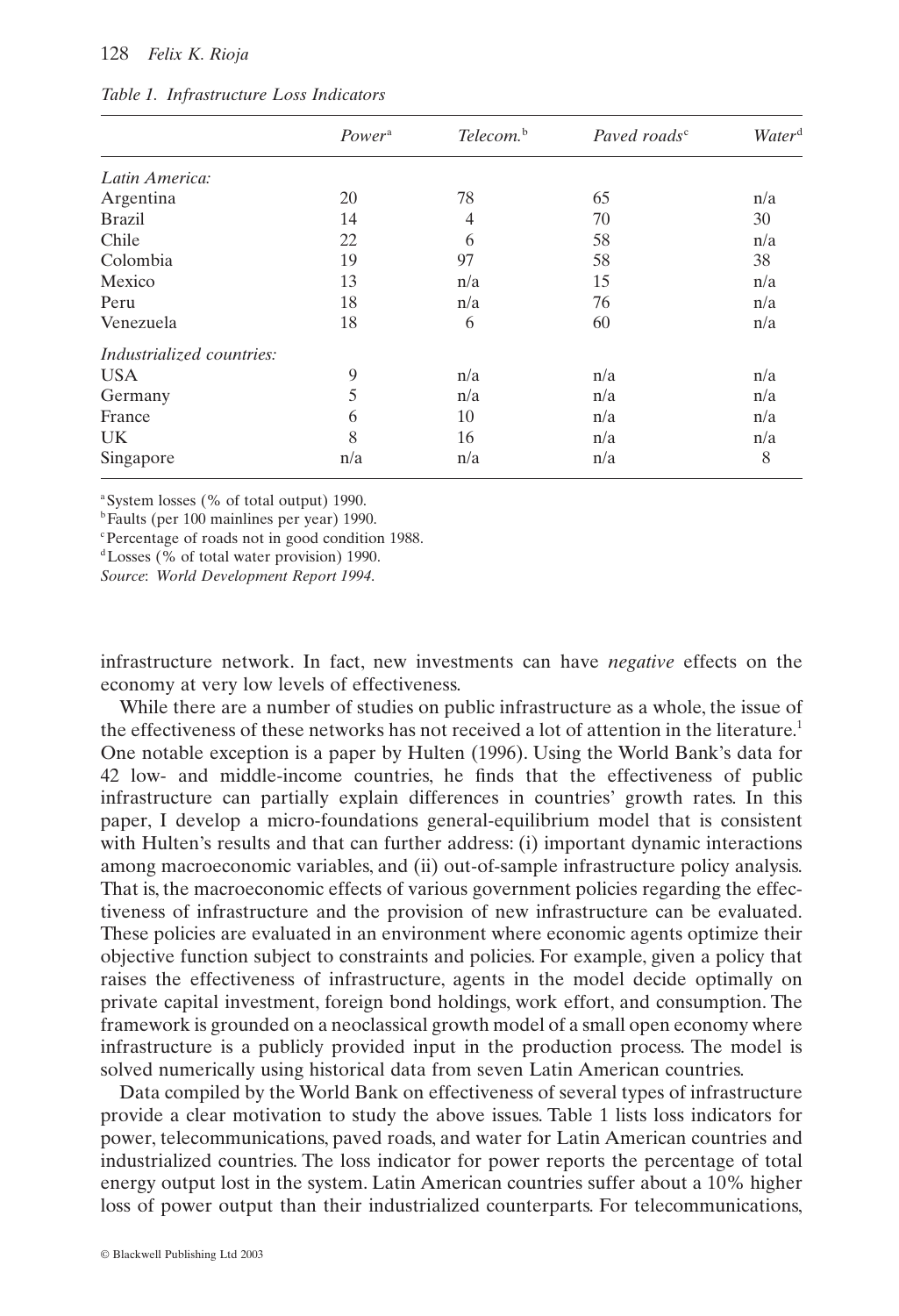*Table 1. Infrastructure Loss Indicators*

| | Power[a] | Telecom.[b] | Paved roads[c] | Water[d] |
|---|---|---|---|---|
| *Latin America:* | | | | |
| Argentina | 20 | 78 | 65 | n/a |
| Brazil | 14 | 4 | 70 | 30 |
| Chile | 22 | 6 | 58 | n/a |
| Colombia | 19 | 97 | 58 | 38 |
| Mexico | 13 | n/a | 15 | n/a |
| Peru | 18 | n/a | 76 | n/a |
| Venezuela | 18 | 6 | 60 | n/a |
| *Industrialized countries:* | | | | |
| USA | 9 | n/a | n/a | n/a |
| Germany | 5 | n/a | n/a | n/a |
| France | 6 | 10 | n/a | n/a |
| UK | 8 | 16 | n/a | n/a |
| Singapore | n/a | n/a | n/a | 8 |

[a] System losses (% of total output) 1990.
[b] Faults (per 100 mainlines per year) 1990.
[c] Percentage of roads not in good condition 1988.
[d] Losses (% of total water provision) 1990.
*Source*: *World Development Report 1994*.

infrastructure network. In fact, new investments can have *negative* effects on the economy at very low levels of effectiveness.

While there are a number of studies on public infrastructure as a whole, the issue of the effectiveness of these networks has not received a lot of attention in the literature.[1] One notable exception is a paper by Hulten (1996). Using the World Bank's data for 42 low- and middle-income countries, he finds that the effectiveness of public infrastructure can partially explain differences in countries' growth rates. In this paper, I develop a micro-foundations general-equilibrium model that is consistent with Hulten's results and that can further address: (i) important dynamic interactions among macroeconomic variables, and (ii) out-of-sample infrastructure policy analysis. That is, the macroeconomic effects of various government policies regarding the effectiveness of infrastructure and the provision of new infrastructure can be evaluated. These policies are evaluated in an environment where economic agents optimize their objective function subject to constraints and policies. For example, given a policy that raises the effectiveness of infrastructure, agents in the model decide optimally on private capital investment, foreign bond holdings, work effort, and consumption. The framework is grounded on a neoclassical growth model of a small open economy where infrastructure is a publicly provided input in the production process. The model is solved numerically using historical data from seven Latin American countries.

Data compiled by the World Bank on effectiveness of several types of infrastructure provide a clear motivation to study the above issues. Table 1 lists loss indicators for power, telecommunications, paved roads, and water for Latin American countries and industrialized countries. The loss indicator for power reports the percentage of total energy output lost in the system. Latin American countries suffer about a 10% higher loss of power output than their industrialized counterparts. For telecommunications,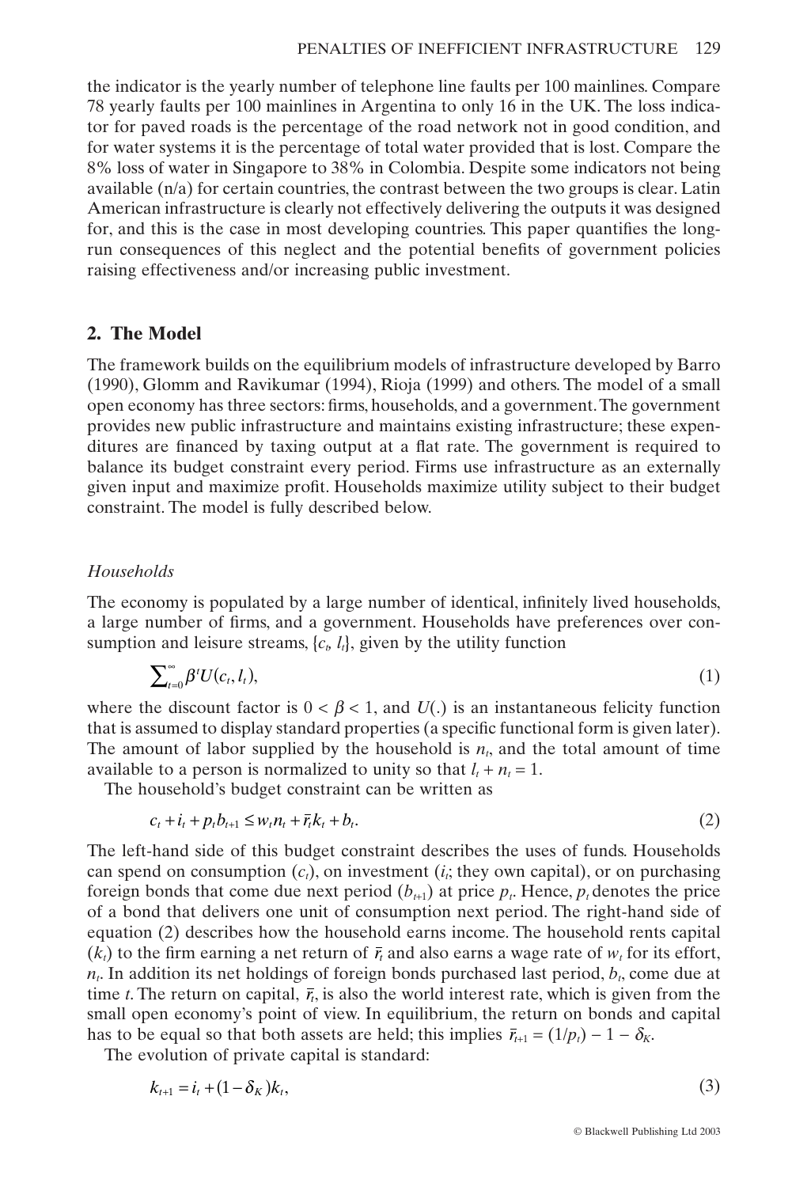the indicator is the yearly number of telephone line faults per 100 mainlines. Compare 78 yearly faults per 100 mainlines in Argentina to only 16 in the UK. The loss indicator for paved roads is the percentage of the road network not in good condition, and for water systems it is the percentage of total water provided that is lost. Compare the 8% loss of water in Singapore to 38% in Colombia. Despite some indicators not being available (n/a) for certain countries, the contrast between the two groups is clear. Latin American infrastructure is clearly not effectively delivering the outputs it was designed for, and this is the case in most developing countries. This paper quantifies the long-run consequences of this neglect and the potential benefits of government policies raising effectiveness and/or increasing public investment.

## 2. The Model

The framework builds on the equilibrium models of infrastructure developed by Barro (1990), Glomm and Ravikumar (1994), Rioja (1999) and others. The model of a small open economy has three sectors: firms, households, and a government. The government provides new public infrastructure and maintains existing infrastructure; these expenditures are financed by taxing output at a flat rate. The government is required to balance its budget constraint every period. Firms use infrastructure as an externally given input and maximize profit. Households maximize utility subject to their budget constraint. The model is fully described below.

### *Households*

The economy is populated by a large number of identical, infinitely lived households, a large number of firms, and a government. Households have preferences over consumption and leisure streams, $\{c_t, l_t\}$, given by the utility function

$$\sum_{t=0}^{\infty} \beta^t U(c_t, l_t), \tag{1}$$

where the discount factor is $0 < \beta < 1$, and $U(.)$ is an instantaneous felicity function that is assumed to display standard properties (a specific functional form is given later). The amount of labor supplied by the household is $n_t$, and the total amount of time available to a person is normalized to unity so that $l_t + n_t = 1$.

The household's budget constraint can be written as

$$c_t + i_t + p_t b_{t+1} \leq w_t n_t + \bar{r}_t k_t + b_t. \tag{2}$$

The left-hand side of this budget constraint describes the uses of funds. Households can spend on consumption ($c_t$), on investment ($i_t$; they own capital), or on purchasing foreign bonds that come due next period ($b_{t+1}$) at price $p_t$. Hence, $p_t$ denotes the price of a bond that delivers one unit of consumption next period. The right-hand side of equation (2) describes how the household earns income. The household rents capital ($k_t$) to the firm earning a net return of $\bar{r}_t$ and also earns a wage rate of $w_t$ for its effort, $n_t$. In addition its net holdings of foreign bonds purchased last period, $b_t$, come due at time $t$. The return on capital, $\bar{r}_t$, is also the world interest rate, which is given from the small open economy's point of view. In equilibrium, the return on bonds and capital has to be equal so that both assets are held; this implies $\bar{r}_{t+1} = (1/p_t) - 1 - \delta_K$.

The evolution of private capital is standard:

$$k_{t+1} = i_t + (1 - \delta_K) k_t, \tag{3}$$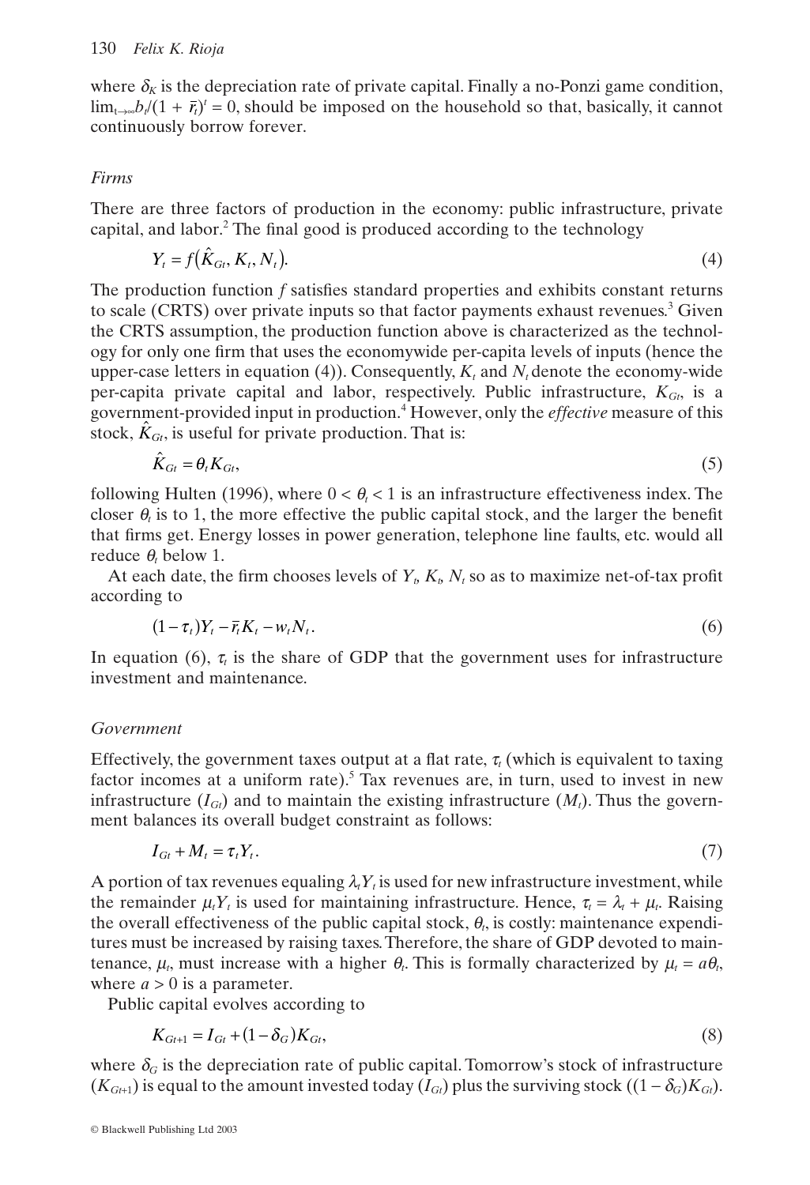where $\delta_K$ is the depreciation rate of private capital. Finally a no-Ponzi game condition, $\lim_{t\to\infty} b_t/(1 + \bar{r}_t)^t = 0$, should be imposed on the household so that, basically, it cannot continuously borrow forever.

*Firms*

There are three factors of production in the economy: public infrastructure, private capital, and labor.[2] The final good is produced according to the technology

$$Y_t = f(\hat{K}_{Gt}, K_t, N_t). \tag{4}$$

The production function $f$ satisfies standard properties and exhibits constant returns to scale (CRTS) over private inputs so that factor payments exhaust revenues.[3] Given the CRTS assumption, the production function above is characterized as the technology for only one firm that uses the economywide per-capita levels of inputs (hence the upper-case letters in equation (4)). Consequently, $K_t$ and $N_t$ denote the economy-wide per-capita private capital and labor, respectively. Public infrastructure, $K_{Gt}$, is a government-provided input in production.[4] However, only the *effective* measure of this stock, $\hat{K}_{Gt}$, is useful for private production. That is:

$$\hat{K}_{Gt} = \theta_t K_{Gt}, \tag{5}$$

following Hulten (1996), where $0 < \theta_t < 1$ is an infrastructure effectiveness index. The closer $\theta_t$ is to 1, the more effective the public capital stock, and the larger the benefit that firms get. Energy losses in power generation, telephone line faults, etc. would all reduce $\theta_t$ below 1.

At each date, the firm chooses levels of $Y_t$, $K_t$, $N_t$ so as to maximize net-of-tax profit according to

$$(1-\tau_t)Y_t - \bar{r}_t K_t - w_t N_t. \tag{6}$$

In equation (6), $\tau_t$ is the share of GDP that the government uses for infrastructure investment and maintenance.

*Government*

Effectively, the government taxes output at a flat rate, $\tau_t$ (which is equivalent to taxing factor incomes at a uniform rate).[5] Tax revenues are, in turn, used to invest in new infrastructure ($I_{Gt}$) and to maintain the existing infrastructure ($M_t$). Thus the government balances its overall budget constraint as follows:

$$I_{Gt} + M_t = \tau_t Y_t. \tag{7}$$

A portion of tax revenues equaling $\lambda_t Y_t$ is used for new infrastructure investment, while the remainder $\mu_t Y_t$ is used for maintaining infrastructure. Hence, $\tau_t = \lambda_t + \mu_t$. Raising the overall effectiveness of the public capital stock, $\theta_t$, is costly: maintenance expenditures must be increased by raising taxes. Therefore, the share of GDP devoted to maintenance, $\mu_t$, must increase with a higher $\theta_t$. This is formally characterized by $\mu_t = a\theta_t$, where $a > 0$ is a parameter.

Public capital evolves according to

$$K_{Gt+1} = I_{Gt} + (1-\delta_G)K_{Gt}, \tag{8}$$

where $\delta_G$ is the depreciation rate of public capital. Tomorrow's stock of infrastructure ($K_{Gt+1}$) is equal to the amount invested today ($I_{Gt}$) plus the surviving stock ($(1-\delta_G)K_{Gt}$).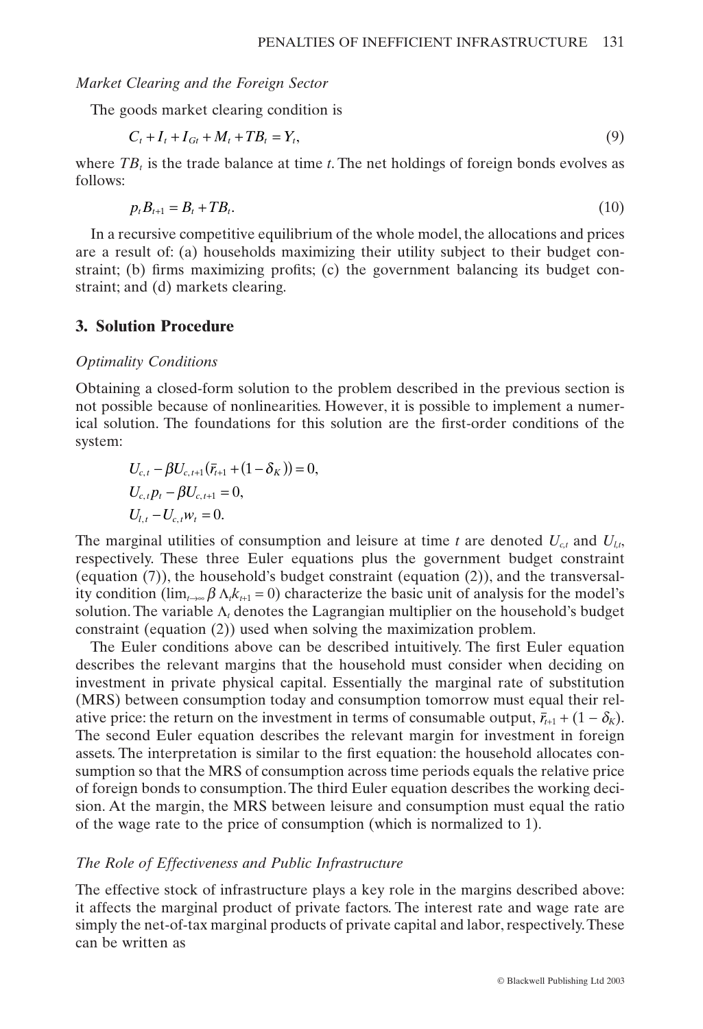*Market Clearing and the Foreign Sector*

The goods market clearing condition is

$$C_t + I_t + I_{Gt} + M_t + TB_t = Y_t, \tag{9}$$

where $TB_t$ is the trade balance at time $t$. The net holdings of foreign bonds evolves as follows:

$$p_t B_{t+1} = B_t + TB_t. \tag{10}$$

In a recursive competitive equilibrium of the whole model, the allocations and prices are a result of: (a) households maximizing their utility subject to their budget constraint; (b) firms maximizing profits; (c) the government balancing its budget constraint; and (d) markets clearing.

## 3. Solution Procedure

*Optimality Conditions*

Obtaining a closed-form solution to the problem described in the previous section is not possible because of nonlinearities. However, it is possible to implement a numerical solution. The foundations for this solution are the first-order conditions of the system:

$$U_{c,t} - \beta U_{c,t+1}(\bar{r}_{t+1} + (1 - \delta_K)) = 0,$$

$$U_{c,t} p_t - \beta U_{c,t+1} = 0,$$

$$U_{l,t} - U_{c,t} w_t = 0.$$

The marginal utilities of consumption and leisure at time $t$ are denoted $U_{c,t}$ and $U_{l,t}$, respectively. These three Euler equations plus the government budget constraint (equation (7)), the household's budget constraint (equation (2)), and the transversality condition ($\lim_{t\to\infty} \beta \Lambda_t k_{t+1} = 0$) characterize the basic unit of analysis for the model's solution. The variable $\Lambda_t$ denotes the Lagrangian multiplier on the household's budget constraint (equation (2)) used when solving the maximization problem.

The Euler conditions above can be described intuitively. The first Euler equation describes the relevant margins that the household must consider when deciding on investment in private physical capital. Essentially the marginal rate of substitution (MRS) between consumption today and consumption tomorrow must equal their relative price: the return on the investment in terms of consumable output, $\bar{r}_{t+1} + (1 - \delta_K)$. The second Euler equation describes the relevant margin for investment in foreign assets. The interpretation is similar to the first equation: the household allocates consumption so that the MRS of consumption across time periods equals the relative price of foreign bonds to consumption. The third Euler equation describes the working decision. At the margin, the MRS between leisure and consumption must equal the ratio of the wage rate to the price of consumption (which is normalized to 1).

*The Role of Effectiveness and Public Infrastructure*

The effective stock of infrastructure plays a key role in the margins described above: it affects the marginal product of private factors. The interest rate and wage rate are simply the net-of-tax marginal products of private capital and labor, respectively. These can be written as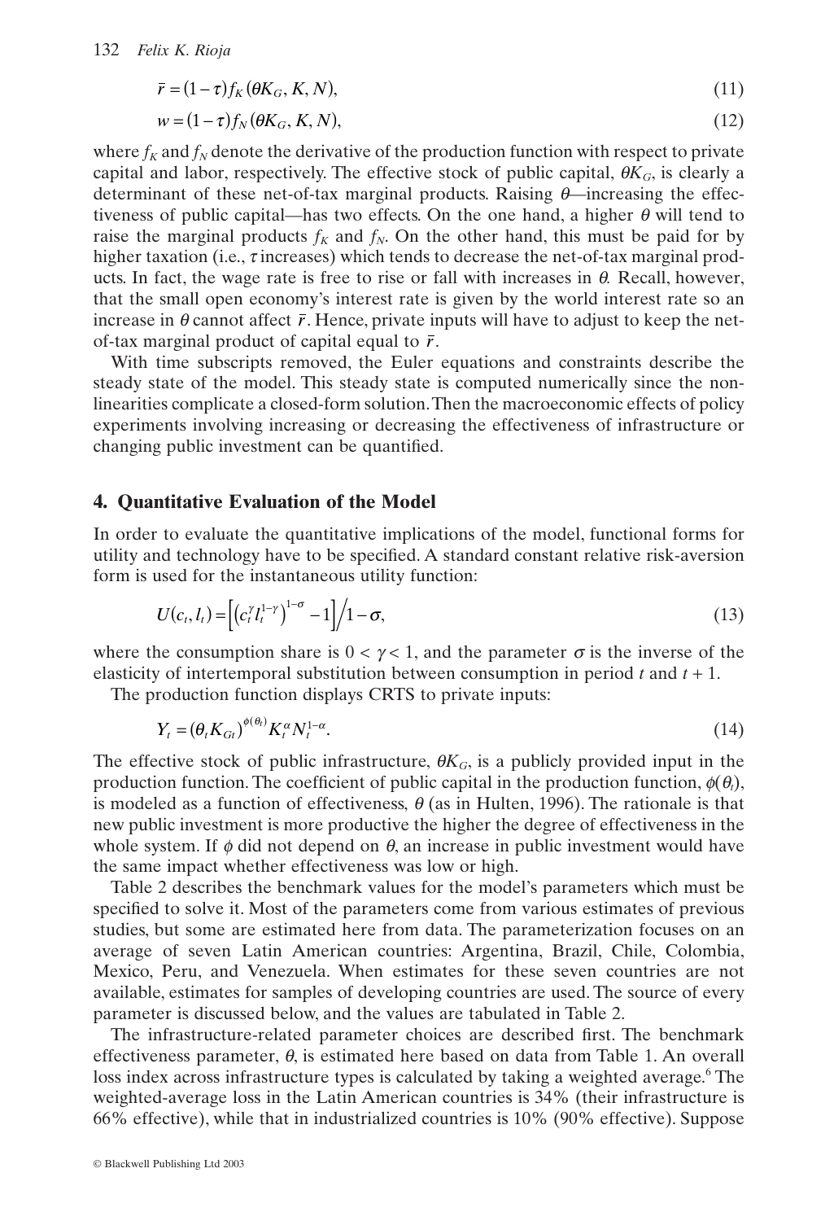$$\bar{r} = (1-\tau) f_K(\theta K_G, K, N), \tag{11}$$

$$w = (1-\tau) f_N(\theta K_G, K, N), \tag{12}$$

where $f_K$ and $f_N$ denote the derivative of the production function with respect to private capital and labor, respectively. The effective stock of public capital, $\theta K_G$, is clearly a determinant of these net-of-tax marginal products. Raising $\theta$—increasing the effectiveness of public capital—has two effects. On the one hand, a higher $\theta$ will tend to raise the marginal products $f_K$ and $f_N$. On the other hand, this must be paid for by higher taxation (i.e., $\tau$ increases) which tends to decrease the net-of-tax marginal products. In fact, the wage rate is free to rise or fall with increases in $\theta$. Recall, however, that the small open economy's interest rate is given by the world interest rate so an increase in $\theta$ cannot affect $\bar{r}$. Hence, private inputs will have to adjust to keep the net-of-tax marginal product of capital equal to $\bar{r}$.

With time subscripts removed, the Euler equations and constraints describe the steady state of the model. This steady state is computed numerically since the nonlinearities complicate a closed-form solution. Then the macroeconomic effects of policy experiments involving increasing or decreasing the effectiveness of infrastructure or changing public investment can be quantified.

## 4. Quantitative Evaluation of the Model

In order to evaluate the quantitative implications of the model, functional forms for utility and technology have to be specified. A standard constant relative risk-aversion form is used for the instantaneous utility function:

$$U(c_t, l_t) = \left[ \left( c_t^{\gamma} l_t^{1-\gamma} \right)^{1-\sigma} - 1 \right] \Big/ 1-\sigma, \tag{13}$$

where the consumption share is $0 < \gamma < 1$, and the parameter $\sigma$ is the inverse of the elasticity of intertemporal substitution between consumption in period $t$ and $t + 1$.

The production function displays CRTS to private inputs:

$$Y_t = (\theta_t K_{Gt})^{\phi(\theta_t)} K_t^{\alpha} N_t^{1-\alpha}. \tag{14}$$

The effective stock of public infrastructure, $\theta K_G$, is a publicly provided input in the production function. The coefficient of public capital in the production function, $\phi(\theta_t)$, is modeled as a function of effectiveness, $\theta$ (as in Hulten, 1996). The rationale is that new public investment is more productive the higher the degree of effectiveness in the whole system. If $\phi$ did not depend on $\theta$, an increase in public investment would have the same impact whether effectiveness was low or high.

Table 2 describes the benchmark values for the model's parameters which must be specified to solve it. Most of the parameters come from various estimates of previous studies, but some are estimated here from data. The parameterization focuses on an average of seven Latin American countries: Argentina, Brazil, Chile, Colombia, Mexico, Peru, and Venezuela. When estimates for these seven countries are not available, estimates for samples of developing countries are used. The source of every parameter is discussed below, and the values are tabulated in Table 2.

The infrastructure-related parameter choices are described first. The benchmark effectiveness parameter, $\theta$, is estimated here based on data from Table 1. An overall loss index across infrastructure types is calculated by taking a weighted average.[6] The weighted-average loss in the Latin American countries is 34% (their infrastructure is 66% effective), while that in industrialized countries is 10% (90% effective). Suppose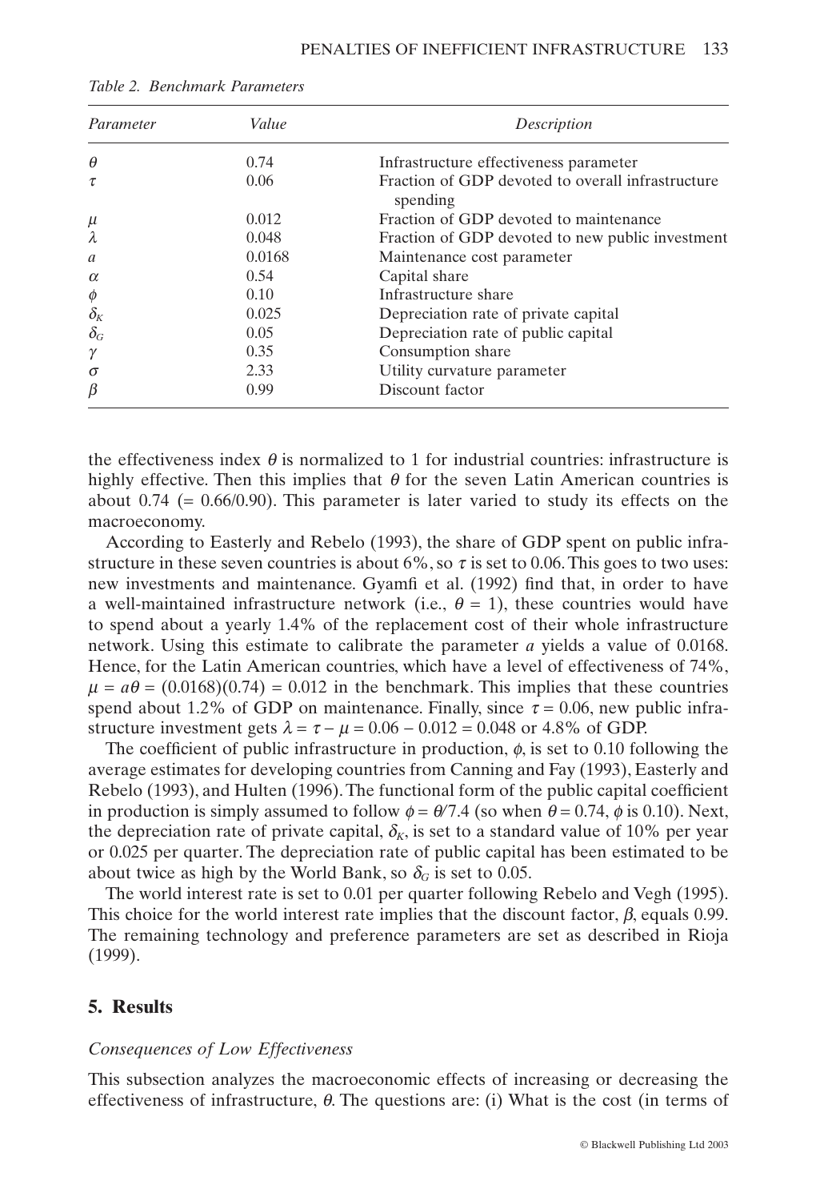*Table 2. Benchmark Parameters*

| Parameter | Value | Description |
|---|---|---|
| $\theta$ | 0.74 | Infrastructure effectiveness parameter |
| $\tau$ | 0.06 | Fraction of GDP devoted to overall infrastructure spending |
| $\mu$ | 0.012 | Fraction of GDP devoted to maintenance |
| $\lambda$ | 0.048 | Fraction of GDP devoted to new public investment |
| $a$ | 0.0168 | Maintenance cost parameter |
| $\alpha$ | 0.54 | Capital share |
| $\phi$ | 0.10 | Infrastructure share |
| $\delta_K$ | 0.025 | Depreciation rate of private capital |
| $\delta_G$ | 0.05 | Depreciation rate of public capital |
| $\gamma$ | 0.35 | Consumption share |
| $\sigma$ | 2.33 | Utility curvature parameter |
| $\beta$ | 0.99 | Discount factor |

the effectiveness index $\theta$ is normalized to 1 for industrial countries: infrastructure is highly effective. Then this implies that $\theta$ for the seven Latin American countries is about 0.74 (= 0.66/0.90). This parameter is later varied to study its effects on the macroeconomy.

According to Easterly and Rebelo (1993), the share of GDP spent on public infrastructure in these seven countries is about 6%, so $\tau$ is set to 0.06. This goes to two uses: new investments and maintenance. Gyamfi et al. (1992) find that, in order to have a well-maintained infrastructure network (i.e., $\theta = 1$), these countries would have to spend about a yearly 1.4% of the replacement cost of their whole infrastructure network. Using this estimate to calibrate the parameter $a$ yields a value of 0.0168. Hence, for the Latin American countries, which have a level of effectiveness of 74%, $\mu = a\theta = (0.0168)(0.74) = 0.012$ in the benchmark. This implies that these countries spend about 1.2% of GDP on maintenance. Finally, since $\tau = 0.06$, new public infrastructure investment gets $\lambda = \tau - \mu = 0.06 - 0.012 = 0.048$ or 4.8% of GDP.

The coefficient of public infrastructure in production, $\phi$, is set to 0.10 following the average estimates for developing countries from Canning and Fay (1993), Easterly and Rebelo (1993), and Hulten (1996). The functional form of the public capital coefficient in production is simply assumed to follow $\phi = \theta/7.4$ (so when $\theta = 0.74$, $\phi$ is 0.10). Next, the depreciation rate of private capital, $\delta_K$, is set to a standard value of 10% per year or 0.025 per quarter. The depreciation rate of public capital has been estimated to be about twice as high by the World Bank, so $\delta_G$ is set to 0.05.

The world interest rate is set to 0.01 per quarter following Rebelo and Vegh (1995). This choice for the world interest rate implies that the discount factor, $\beta$, equals 0.99. The remaining technology and preference parameters are set as described in Rioja (1999).

## 5. Results

### *Consequences of Low Effectiveness*

This subsection analyzes the macroeconomic effects of increasing or decreasing the effectiveness of infrastructure, $\theta$. The questions are: (i) What is the cost (in terms of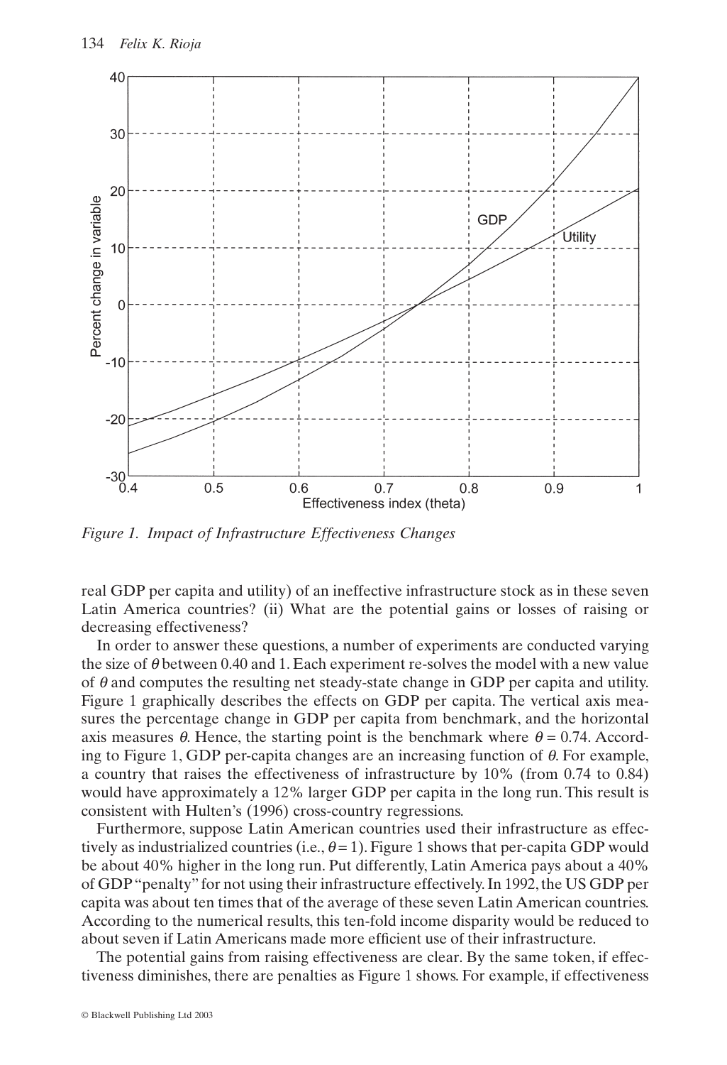*Figure 1. Impact of Infrastructure Effectiveness Changes*

real GDP per capita and utility) of an ineffective infrastructure stock as in these seven Latin America countries? (ii) What are the potential gains or losses of raising or decreasing effectiveness?

In order to answer these questions, a number of experiments are conducted varying the size of $\theta$ between 0.40 and 1. Each experiment re-solves the model with a new value of $\theta$ and computes the resulting net steady-state change in GDP per capita and utility. Figure 1 graphically describes the effects on GDP per capita. The vertical axis measures the percentage change in GDP per capita from benchmark, and the horizontal axis measures $\theta$. Hence, the starting point is the benchmark where $\theta = 0.74$. According to Figure 1, GDP per-capita changes are an increasing function of $\theta$. For example, a country that raises the effectiveness of infrastructure by 10% (from 0.74 to 0.84) would have approximately a 12% larger GDP per capita in the long run. This result is consistent with Hulten's (1996) cross-country regressions.

Furthermore, suppose Latin American countries used their infrastructure as effectively as industrialized countries (i.e., $\theta = 1$). Figure 1 shows that per-capita GDP would be about 40% higher in the long run. Put differently, Latin America pays about a 40% of GDP "penalty" for not using their infrastructure effectively. In 1992, the US GDP per capita was about ten times that of the average of these seven Latin American countries. According to the numerical results, this ten-fold income disparity would be reduced to about seven if Latin Americans made more efficient use of their infrastructure.

The potential gains from raising effectiveness are clear. By the same token, if effectiveness diminishes, there are penalties as Figure 1 shows. For example, if effectiveness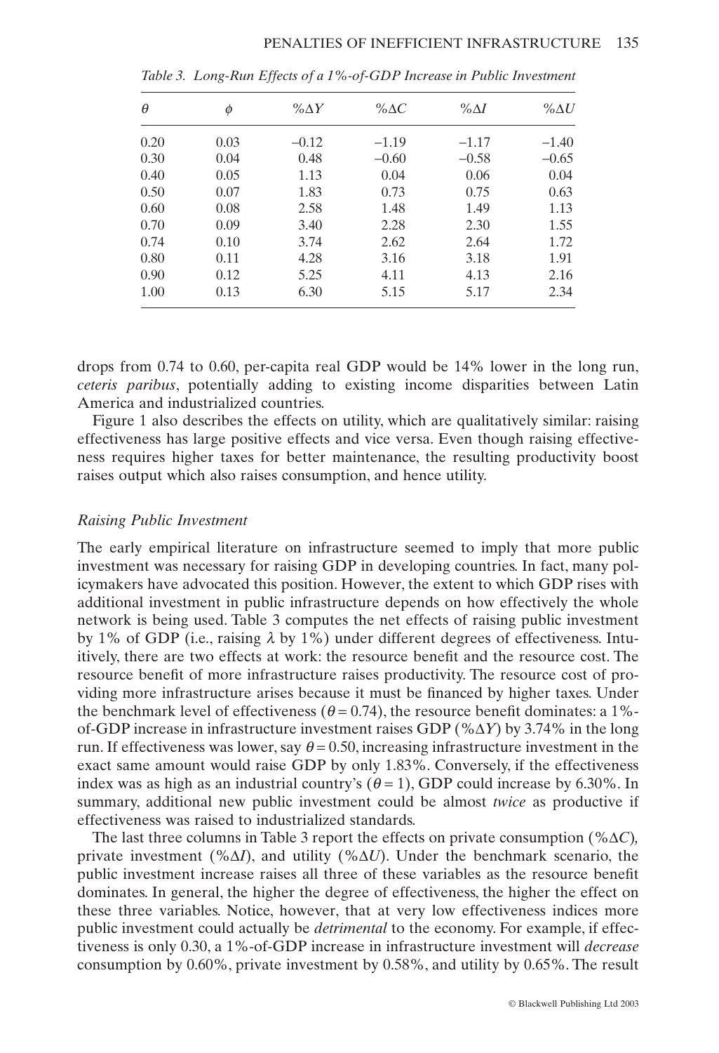*Table 3. Long-Run Effects of a 1%-of-GDP Increase in Public Investment*

| $\theta$ | $\phi$ | $\%\Delta Y$ | $\%\Delta C$ | $\%\Delta I$ | $\%\Delta U$ |
|---|---|---|---|---|---|
| 0.20 | 0.03 | −0.12 | −1.19 | −1.17 | −1.40 |
| 0.30 | 0.04 | 0.48 | −0.60 | −0.58 | −0.65 |
| 0.40 | 0.05 | 1.13 | 0.04 | 0.06 | 0.04 |
| 0.50 | 0.07 | 1.83 | 0.73 | 0.75 | 0.63 |
| 0.60 | 0.08 | 2.58 | 1.48 | 1.49 | 1.13 |
| 0.70 | 0.09 | 3.40 | 2.28 | 2.30 | 1.55 |
| 0.74 | 0.10 | 3.74 | 2.62 | 2.64 | 1.72 |
| 0.80 | 0.11 | 4.28 | 3.16 | 3.18 | 1.91 |
| 0.90 | 0.12 | 5.25 | 4.11 | 4.13 | 2.16 |
| 1.00 | 0.13 | 6.30 | 5.15 | 5.17 | 2.34 |

drops from 0.74 to 0.60, per-capita real GDP would be 14% lower in the long run, *ceteris paribus*, potentially adding to existing income disparities between Latin America and industrialized countries.

Figure 1 also describes the effects on utility, which are qualitatively similar: raising effectiveness has large positive effects and vice versa. Even though raising effectiveness requires higher taxes for better maintenance, the resulting productivity boost raises output which also raises consumption, and hence utility.

### *Raising Public Investment*

The early empirical literature on infrastructure seemed to imply that more public investment was necessary for raising GDP in developing countries. In fact, many policymakers have advocated this position. However, the extent to which GDP rises with additional investment in public infrastructure depends on how effectively the whole network is being used. Table 3 computes the net effects of raising public investment by 1% of GDP (i.e., raising $\lambda$ by 1%) under different degrees of effectiveness. Intuitively, there are two effects at work: the resource benefit and the resource cost. The resource benefit of more infrastructure raises productivity. The resource cost of providing more infrastructure arises because it must be financed by higher taxes. Under the benchmark level of effectiveness ($\theta = 0.74$), the resource benefit dominates: a 1%-of-GDP increase in infrastructure investment raises GDP ($\%\Delta Y$) by 3.74% in the long run. If effectiveness was lower, say $\theta = 0.50$, increasing infrastructure investment in the exact same amount would raise GDP by only 1.83%. Conversely, if the effectiveness index was as high as an industrial country's ($\theta = 1$), GDP could increase by 6.30%. In summary, additional new public investment could be almost *twice* as productive if effectiveness was raised to industrialized standards.

The last three columns in Table 3 report the effects on private consumption ($\%\Delta C$), private investment ($\%\Delta I$), and utility ($\%\Delta U$). Under the benchmark scenario, the public investment increase raises all three of these variables as the resource benefit dominates. In general, the higher the degree of effectiveness, the higher the effect on these three variables. Notice, however, that at very low effectiveness indices more public investment could actually be *detrimental* to the economy. For example, if effectiveness is only 0.30, a 1%-of-GDP increase in infrastructure investment will *decrease* consumption by 0.60%, private investment by 0.58%, and utility by 0.65%. The result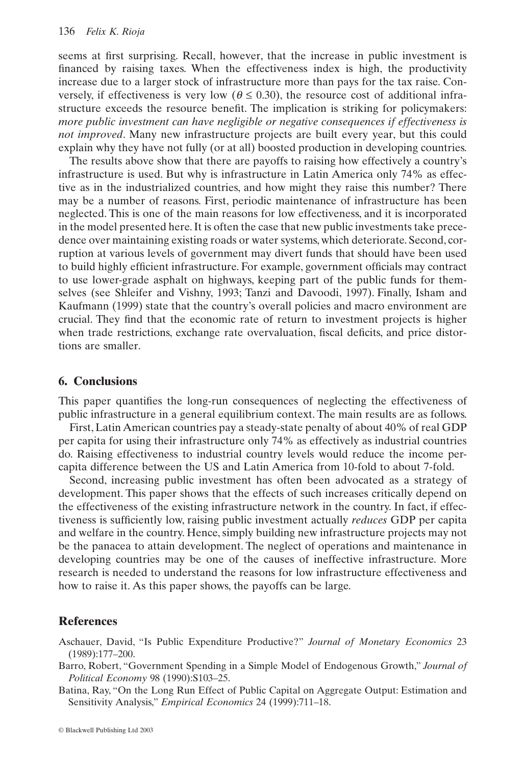seems at first surprising. Recall, however, that the increase in public investment is financed by raising taxes. When the effectiveness index is high, the productivity increase due to a larger stock of infrastructure more than pays for the tax raise. Conversely, if effectiveness is very low ($\theta \leq 0.30$), the resource cost of additional infrastructure exceeds the resource benefit. The implication is striking for policymakers: *more public investment can have negligible or negative consequences if effectiveness is not improved*. Many new infrastructure projects are built every year, but this could explain why they have not fully (or at all) boosted production in developing countries.

The results above show that there are payoffs to raising how effectively a country's infrastructure is used. But why is infrastructure in Latin America only 74% as effective as in the industrialized countries, and how might they raise this number? There may be a number of reasons. First, periodic maintenance of infrastructure has been neglected. This is one of the main reasons for low effectiveness, and it is incorporated in the model presented here. It is often the case that new public investments take precedence over maintaining existing roads or water systems, which deteriorate. Second, corruption at various levels of government may divert funds that should have been used to build highly efficient infrastructure. For example, government officials may contract to use lower-grade asphalt on highways, keeping part of the public funds for themselves (see Shleifer and Vishny, 1993; Tanzi and Davoodi, 1997). Finally, Isham and Kaufmann (1999) state that the country's overall policies and macro environment are crucial. They find that the economic rate of return to investment projects is higher when trade restrictions, exchange rate overvaluation, fiscal deficits, and price distortions are smaller.

## 6. Conclusions

This paper quantifies the long-run consequences of neglecting the effectiveness of public infrastructure in a general equilibrium context. The main results are as follows.

First, Latin American countries pay a steady-state penalty of about 40% of real GDP per capita for using their infrastructure only 74% as effectively as industrial countries do. Raising effectiveness to industrial country levels would reduce the income per-capita difference between the US and Latin America from 10-fold to about 7-fold.

Second, increasing public investment has often been advocated as a strategy of development. This paper shows that the effects of such increases critically depend on the effectiveness of the existing infrastructure network in the country. In fact, if effectiveness is sufficiently low, raising public investment actually *reduces* GDP per capita and welfare in the country. Hence, simply building new infrastructure projects may not be the panacea to attain development. The neglect of operations and maintenance in developing countries may be one of the causes of ineffective infrastructure. More research is needed to understand the reasons for low infrastructure effectiveness and how to raise it. As this paper shows, the payoffs can be large.

## References

Aschauer, David, "Is Public Expenditure Productive?" *Journal of Monetary Economics* 23 (1989):177–200.

Barro, Robert, "Government Spending in a Simple Model of Endogenous Growth," *Journal of Political Economy* 98 (1990):S103–25.

Batina, Ray, "On the Long Run Effect of Public Capital on Aggregate Output: Estimation and Sensitivity Analysis," *Empirical Economics* 24 (1999):711–18.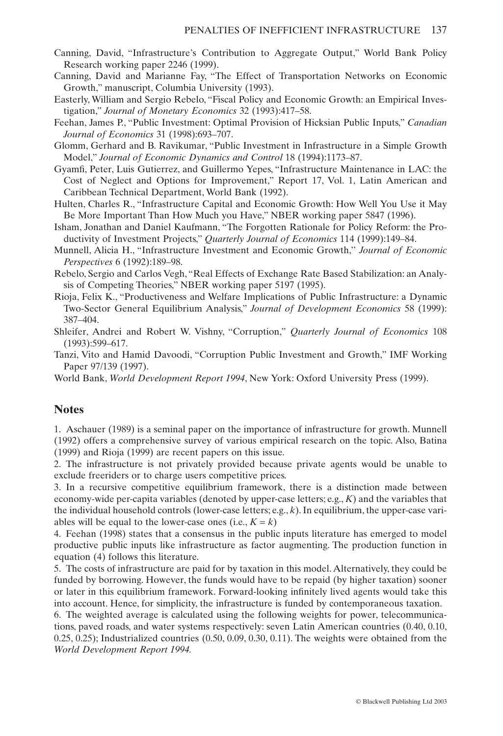Canning, David, "Infrastructure's Contribution to Aggregate Output," World Bank Policy Research working paper 2246 (1999).

Canning, David and Marianne Fay, "The Effect of Transportation Networks on Economic Growth," manuscript, Columbia University (1993).

Easterly, William and Sergio Rebelo, "Fiscal Policy and Economic Growth: an Empirical Investigation," *Journal of Monetary Economics* 32 (1993):417–58.

Feehan, James P., "Public Investment: Optimal Provision of Hicksian Public Inputs," *Canadian Journal of Economics* 31 (1998):693–707.

Glomm, Gerhard and B. Ravikumar, "Public Investment in Infrastructure in a Simple Growth Model," *Journal of Economic Dynamics and Control* 18 (1994):1173–87.

Gyamfi, Peter, Luis Gutierrez, and Guillermo Yepes, "Infrastructure Maintenance in LAC: the Cost of Neglect and Options for Improvement," Report 17, Vol. 1, Latin American and Caribbean Technical Department, World Bank (1992).

Hulten, Charles R., "Infrastructure Capital and Economic Growth: How Well You Use it May Be More Important Than How Much you Have," NBER working paper 5847 (1996).

Isham, Jonathan and Daniel Kaufmann, "The Forgotten Rationale for Policy Reform: the Productivity of Investment Projects," *Quarterly Journal of Economics* 114 (1999):149–84.

Munnell, Alicia H., "Infrastructure Investment and Economic Growth," *Journal of Economic Perspectives* 6 (1992):189–98.

Rebelo, Sergio and Carlos Vegh, "Real Effects of Exchange Rate Based Stabilization: an Analysis of Competing Theories," NBER working paper 5197 (1995).

Rioja, Felix K., "Productiveness and Welfare Implications of Public Infrastructure: a Dynamic Two-Sector General Equilibrium Analysis," *Journal of Development Economics* 58 (1999): 387–404.

Shleifer, Andrei and Robert W. Vishny, "Corruption," *Quarterly Journal of Economics* 108 (1993):599–617.

Tanzi, Vito and Hamid Davoodi, "Corruption Public Investment and Growth," IMF Working Paper 97/139 (1997).

World Bank, *World Development Report 1994*, New York: Oxford University Press (1999).

## Notes

1. Aschauer (1989) is a seminal paper on the importance of infrastructure for growth. Munnell (1992) offers a comprehensive survey of various empirical research on the topic. Also, Batina (1999) and Rioja (1999) are recent papers on this issue.

2. The infrastructure is not privately provided because private agents would be unable to exclude freeriders or to charge users competitive prices.

3. In a recursive competitive equilibrium framework, there is a distinction made between economy-wide per-capita variables (denoted by upper-case letters; e.g., $K$) and the variables that the individual household controls (lower-case letters; e.g., $k$). In equilibrium, the upper-case variables will be equal to the lower-case ones (i.e., $K = k$)

4. Feehan (1998) states that a consensus in the public inputs literature has emerged to model productive public inputs like infrastructure as factor augmenting. The production function in equation (4) follows this literature.

5. The costs of infrastructure are paid for by taxation in this model. Alternatively, they could be funded by borrowing. However, the funds would have to be repaid (by higher taxation) sooner or later in this equilibrium framework. Forward-looking infinitely lived agents would take this into account. Hence, for simplicity, the infrastructure is funded by contemporaneous taxation.

6. The weighted average is calculated using the following weights for power, telecommunications, paved roads, and water systems respectively: seven Latin American countries (0.40, 0.10, 0.25, 0.25); Industrialized countries (0.50, 0.09, 0.30, 0.11). The weights were obtained from the *World Development Report 1994.*